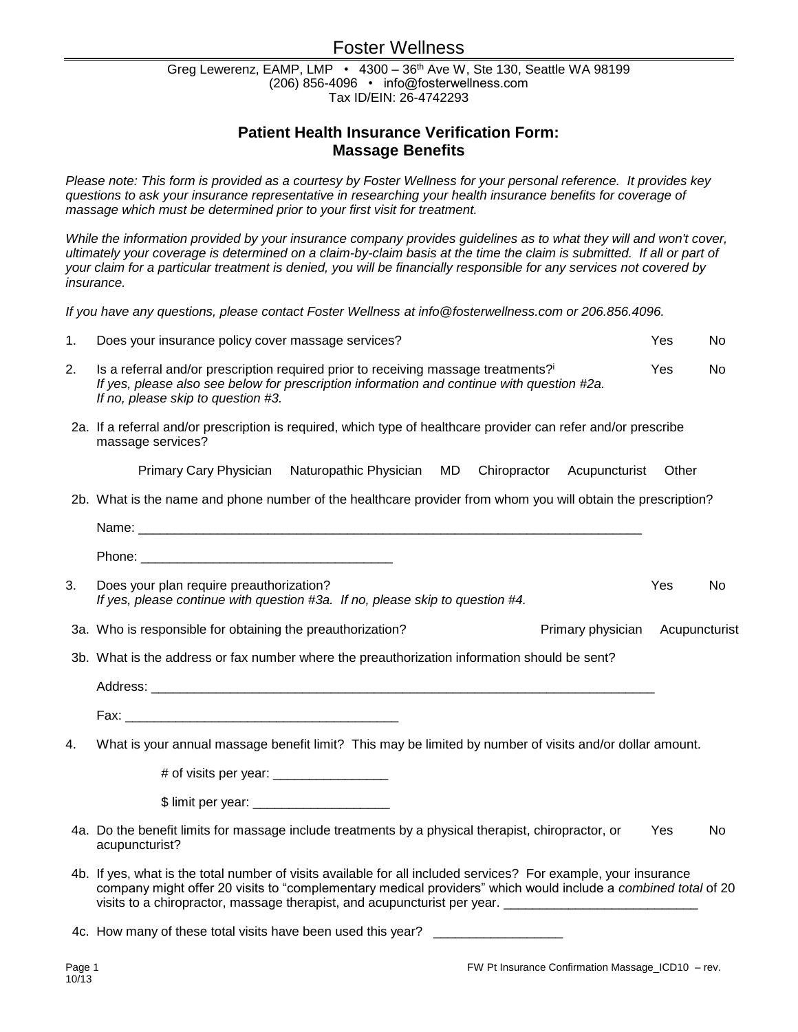# Foster Wellness

Greg Lewerenz, EAMP, LMP • 4300 – 36th Ave W, Ste 130, Seattle WA 98199
(206) 856-4096 • info@fosterwellness.com
Tax ID/EIN: 26-4742293

## Patient Health Insurance Verification Form: Massage Benefits

*Please note: This form is provided as a courtesy by Foster Wellness for your personal reference. It provides key questions to ask your insurance representative in researching your health insurance benefits for coverage of massage which must be determined prior to your first visit for treatment.*

*While the information provided by your insurance company provides guidelines as to what they will and won't cover, ultimately your coverage is determined on a claim-by-claim basis at the time the claim is submitted. If all or part of your claim for a particular treatment is denied, you will be financially responsible for any services not covered by insurance.*

*If you have any questions, please contact Foster Wellness at info@fosterwellness.com or 206.856.4096.*

1. Does your insurance policy cover massage services? Yes No

2. Is a referral and/or prescription required prior to receiving massage treatments?[i] Yes No
   *If yes, please also see below for prescription information and continue with question #2a.*
   *If no, please skip to question #3.*

   2a. If a referral and/or prescription is required, which type of healthcare provider can refer and/or prescribe massage services?

   Primary Cary Physician Naturopathic Physician MD Chiropractor Acupuncturist Other

   2b. What is the name and phone number of the healthcare provider from whom you will obtain the prescription?

   Name: ___________________________________________________________________________

   Phone: ___________________________________

3. Does your plan require preauthorization? Yes No
   *If yes, please continue with question #3a. If no, please skip to question #4.*

   3a. Who is responsible for obtaining the preauthorization? Primary physician Acupuncturist

   3b. What is the address or fax number where the preauthorization information should be sent?

   Address: ___________________________________________________________________________

   Fax: ______________________________________

4. What is your annual massage benefit limit? This may be limited by number of visits and/or dollar amount.

   # of visits per year: ________________

   $ limit per year: ___________________

   4a. Do the benefit limits for massage include treatments by a physical therapist, chiropractor, or acupuncturist? Yes No

   4b. If yes, what is the total number of visits available for all included services? For example, your insurance company might offer 20 visits to "complementary medical providers" which would include a *combined total* of 20 visits to a chiropractor, massage therapist, and acupuncturist per year. ___________________________

   4c. How many of these total visits have been used this year? __________________

FW Pt Insurance Confirmation Massage_ICD10 – rev. 10/13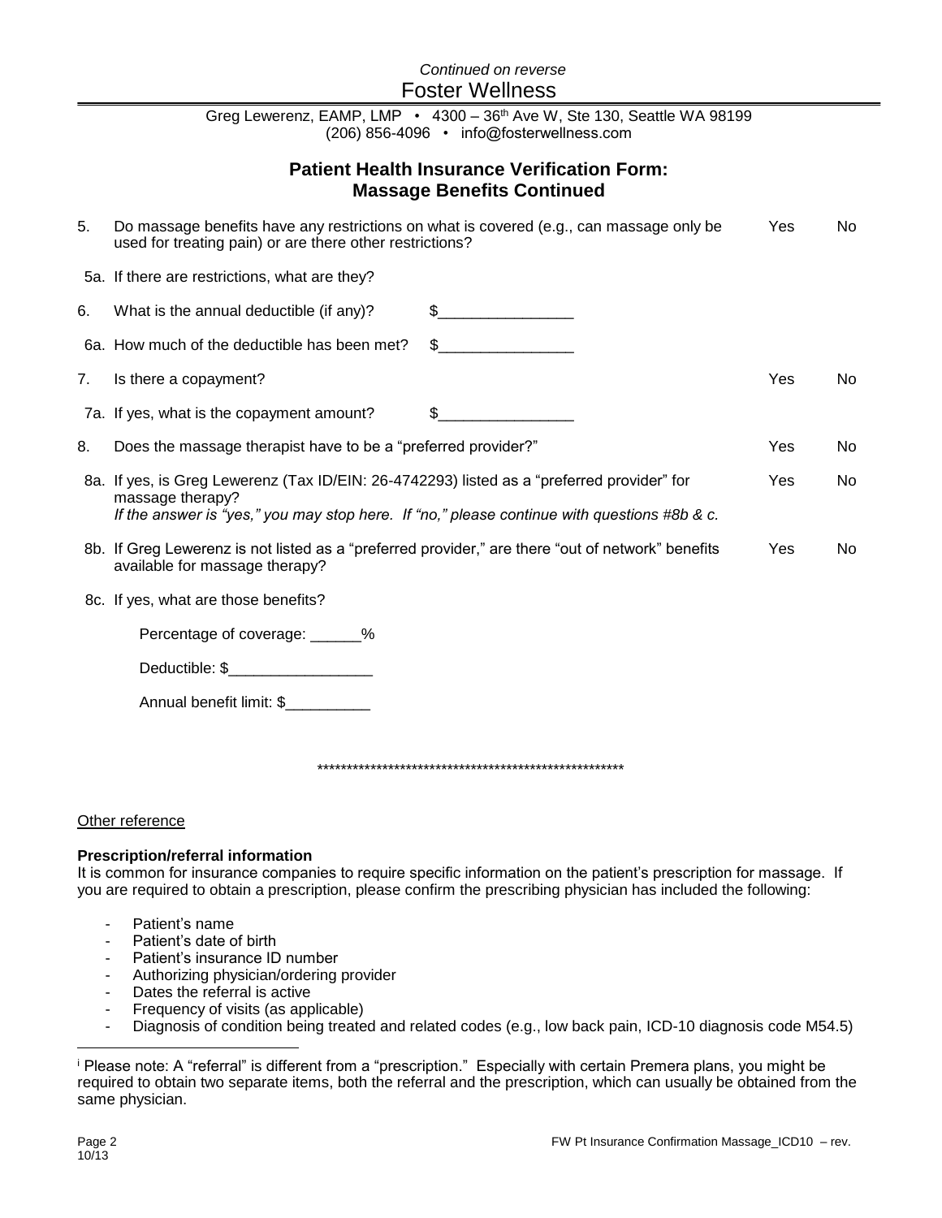*Continued on reverse*

# Foster Wellness

Greg Lewerenz, EAMP, LMP • 4300 – 36th Ave W, Ste 130, Seattle WA 98199
(206) 856-4096 • info@fosterwellness.com

## Patient Health Insurance Verification Form: Massage Benefits Continued

| | | | |
|---|---|---|---|
| 5. | Do massage benefits have any restrictions on what is covered (e.g., can massage only be used for treating pain) or are there other restrictions? | Yes | No |
| 5a. | If there are restrictions, what are they? | | |
| 6. | What is the annual deductible (if any)? $________________ | | |
| 6a. | How much of the deductible has been met? $________________ | | |
| 7. | Is there a copayment? | Yes | No |
| 7a. | If yes, what is the copayment amount? $________________ | | |
| 8. | Does the massage therapist have to be a "preferred provider?" | Yes | No |
| 8a. | If yes, is Greg Lewerenz (Tax ID/EIN: 26-4742293) listed as a "preferred provider" for massage therapy? *If the answer is "yes," you may stop here. If "no," please continue with questions #8b & c.* | Yes | No |
| 8b. | If Greg Lewerenz is not listed as a "preferred provider," are there "out of network" benefits available for massage therapy? | Yes | No |
| 8c. | If yes, what are those benefits? | | |

Percentage of coverage: ______%

Deductible: $_________________

Annual benefit limit: $__________

*****************************************************

Other reference

**Prescription/referral information**

It is common for insurance companies to require specific information on the patient's prescription for massage. If you are required to obtain a prescription, please confirm the prescribing physician has included the following:

- Patient's name
- Patient's date of birth
- Patient's insurance ID number
- Authorizing physician/ordering provider
- Dates the referral is active
- Frequency of visits (as applicable)
- Diagnosis of condition being treated and related codes (e.g., low back pain, ICD-10 diagnosis code M54.5)

---

[i] Please note: A "referral" is different from a "prescription." Especially with certain Premera plans, you might be required to obtain two separate items, both the referral and the prescription, which can usually be obtained from the same physician.